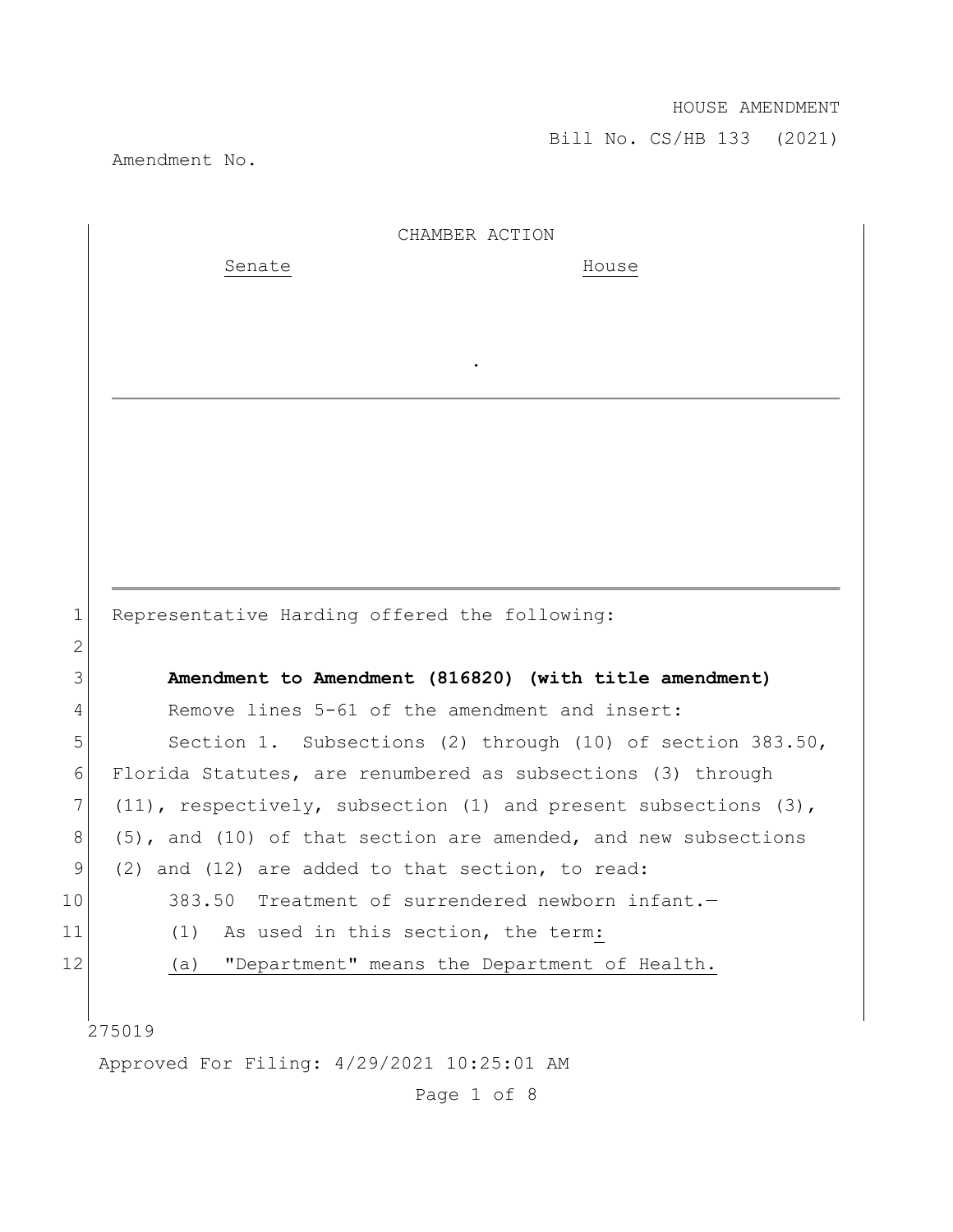HOUSE AMENDMENT

Bill No. CS/HB 133 (2021)

Amendment No.

CHAMBER ACTION

Senate House

.

1 Representative Harding offered the following:

2

3 **Amendment to Amendment (816820) (with title amendment)**

4 Remove lines 5-61 of the amendment and insert:

5 Section 1. Subsections (2) through (10) of section 383.50,
6 Florida Statutes, are renumbered as subsections (3) through
7 (11), respectively, subsection (1) and present subsections (3),
8 (5), and (10) of that section are amended, and new subsections
9 (2) and (12) are added to that section, to read:

10 383.50 Treatment of surrendered newborn infant.—

11 (1) As used in this section, the term:

12 (a) "Department" means the Department of Health.

275019

Approved For Filing: 4/29/2021 10:25:01 AM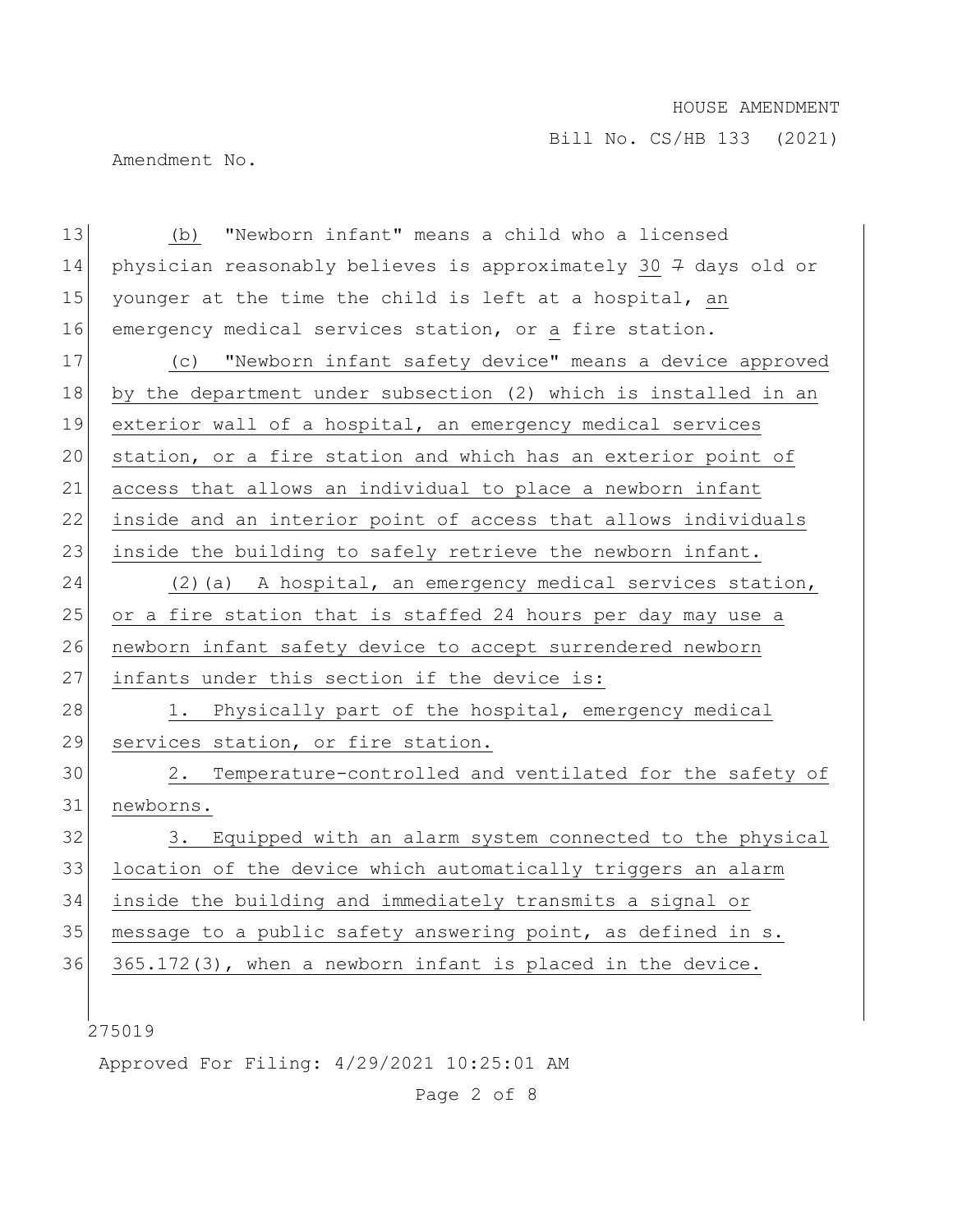(b) "Newborn infant" means a child who a licensed physician reasonably believes is approximately 30 ~~7~~ days old or younger at the time the child is left at a hospital, an emergency medical services station, or a fire station.

(c) "Newborn infant safety device" means a device approved by the department under subsection (2) which is installed in an exterior wall of a hospital, an emergency medical services station, or a fire station and which has an exterior point of access that allows an individual to place a newborn infant inside and an interior point of access that allows individuals inside the building to safely retrieve the newborn infant.

(2)(a) A hospital, an emergency medical services station, or a fire station that is staffed 24 hours per day may use a newborn infant safety device to accept surrendered newborn infants under this section if the device is:

1. Physically part of the hospital, emergency medical services station, or fire station.

2. Temperature-controlled and ventilated for the safety of newborns.

3. Equipped with an alarm system connected to the physical location of the device which automatically triggers an alarm inside the building and immediately transmits a signal or message to a public safety answering point, as defined in s. 365.172(3), when a newborn infant is placed in the device.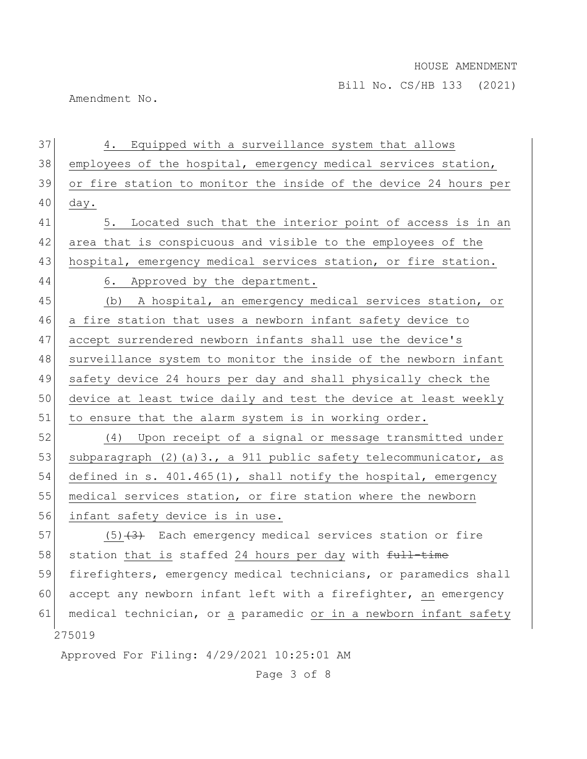4. Equipped with a surveillance system that allows employees of the hospital, emergency medical services station, or fire station to monitor the inside of the device 24 hours per day.

5. Located such that the interior point of access is in an area that is conspicuous and visible to the employees of the hospital, emergency medical services station, or fire station.

6. Approved by the department.

(b) A hospital, an emergency medical services station, or a fire station that uses a newborn infant safety device to accept surrendered newborn infants shall use the device's surveillance system to monitor the inside of the newborn infant safety device 24 hours per day and shall physically check the device at least twice daily and test the device at least weekly to ensure that the alarm system is in working order.

(4) Upon receipt of a signal or message transmitted under subparagraph (2)(a)3., a 911 public safety telecommunicator, as defined in s. 401.465(1), shall notify the hospital, emergency medical services station, or fire station where the newborn infant safety device is in use.

(5)~~(3)~~ Each emergency medical services station or fire station that is staffed 24 hours per day with ~~full-time~~ firefighters, emergency medical technicians, or paramedics shall accept any newborn infant left with a firefighter, an emergency medical technician, or a paramedic or in a newborn infant safety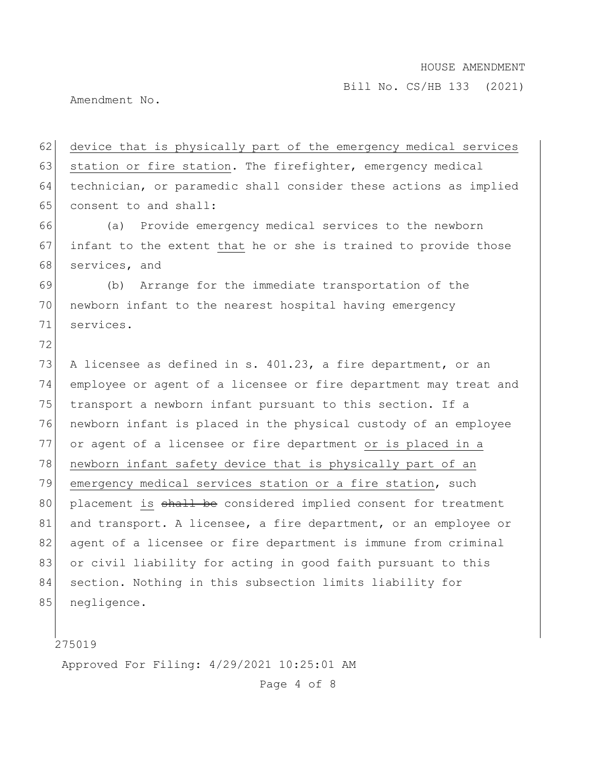device that is physically part of the emergency medical services station or fire station. The firefighter, emergency medical technician, or paramedic shall consider these actions as implied consent to and shall:

(a) Provide emergency medical services to the newborn infant to the extent that he or she is trained to provide those services, and

(b) Arrange for the immediate transportation of the newborn infant to the nearest hospital having emergency services.

A licensee as defined in s. 401.23, a fire department, or an employee or agent of a licensee or fire department may treat and transport a newborn infant pursuant to this section. If a newborn infant is placed in the physical custody of an employee or agent of a licensee or fire department or is placed in a newborn infant safety device that is physically part of an emergency medical services station or a fire station, such placement is ~~shall be~~ considered implied consent for treatment and transport. A licensee, a fire department, or an employee or agent of a licensee or fire department is immune from criminal or civil liability for acting in good faith pursuant to this section. Nothing in this subsection limits liability for negligence.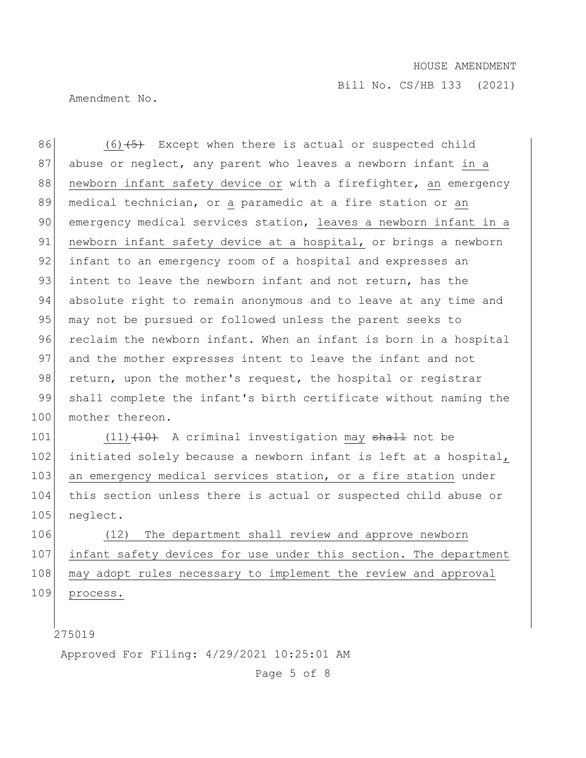(6)~~(5)~~ Except when there is actual or suspected child abuse or neglect, any parent who leaves a newborn infant <u>in a newborn infant safety device or</u> with a firefighter, <u>an</u> emergency medical technician, or <u>a</u> paramedic at a fire station or <u>an</u> emergency medical services station, <u>leaves a newborn infant in a newborn infant safety device at a hospital,</u> or brings a newborn infant to an emergency room of a hospital and expresses an intent to leave the newborn infant and not return, has the absolute right to remain anonymous and to leave at any time and may not be pursued or followed unless the parent seeks to reclaim the newborn infant. When an infant is born in a hospital and the mother expresses intent to leave the infant and not return, upon the mother's request, the hospital or registrar shall complete the infant's birth certificate without naming the mother thereon.

<u>(11)</u>~~(10)~~ A criminal investigation <u>may</u> ~~shall~~ not be initiated solely because a newborn infant is left at a hospital<u>, an emergency medical services station, or a fire station</u> under this section unless there is actual or suspected child abuse or neglect.

<u>(12) The department shall review and approve newborn infant safety devices for use under this section. The department may adopt rules necessary to implement the review and approval process.</u>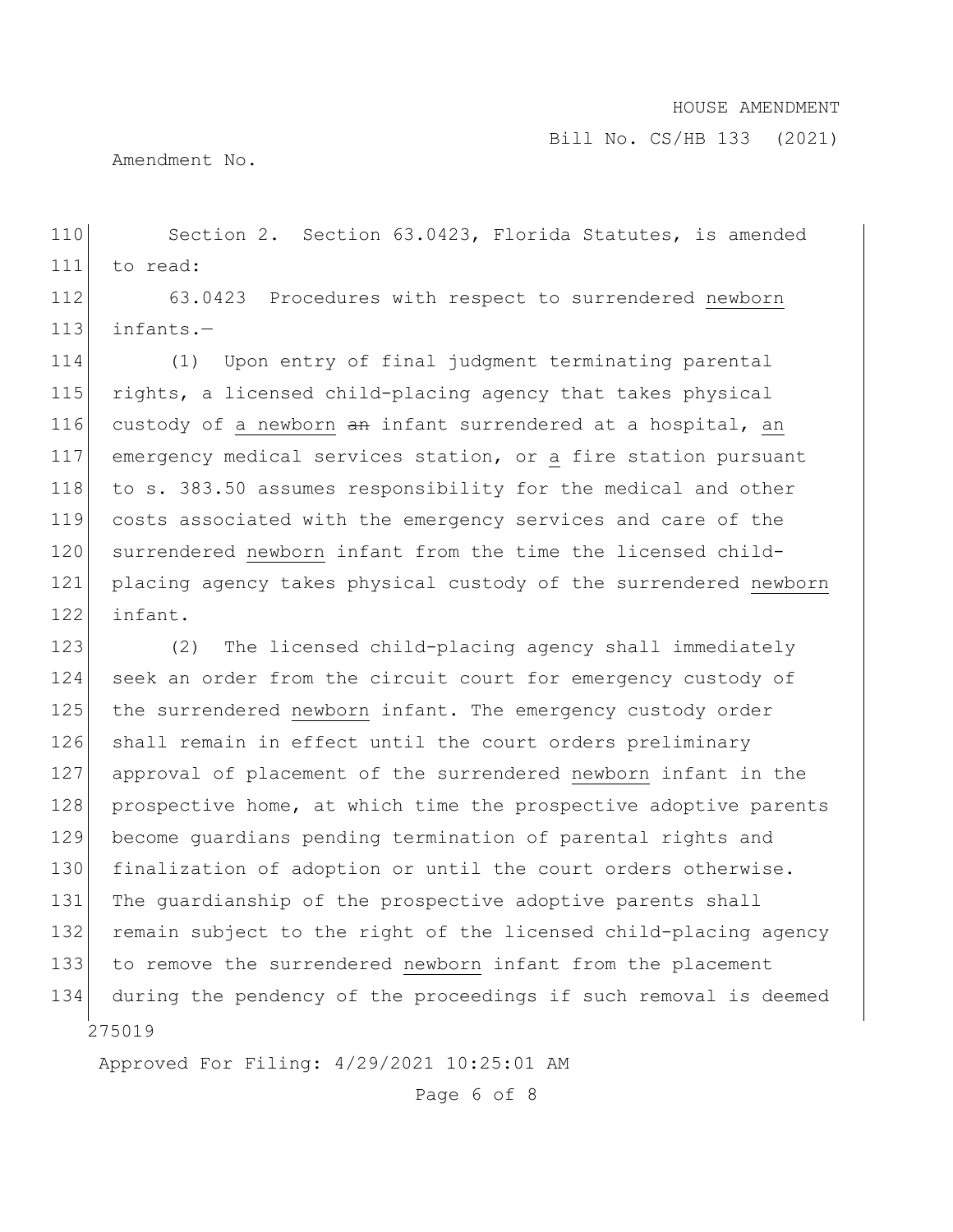Section 2. Section 63.0423, Florida Statutes, is amended to read:

63.0423 Procedures with respect to surrendered newborn infants.—

(1) Upon entry of final judgment terminating parental rights, a licensed child-placing agency that takes physical custody of a newborn ~~an~~ infant surrendered at a hospital, an emergency medical services station, or a fire station pursuant to s. 383.50 assumes responsibility for the medical and other costs associated with the emergency services and care of the surrendered newborn infant from the time the licensed child-placing agency takes physical custody of the surrendered newborn infant.

(2) The licensed child-placing agency shall immediately seek an order from the circuit court for emergency custody of the surrendered newborn infant. The emergency custody order shall remain in effect until the court orders preliminary approval of placement of the surrendered newborn infant in the prospective home, at which time the prospective adoptive parents become guardians pending termination of parental rights and finalization of adoption or until the court orders otherwise. The guardianship of the prospective adoptive parents shall remain subject to the right of the licensed child-placing agency to remove the surrendered newborn infant from the placement during the pendency of the proceedings if such removal is deemed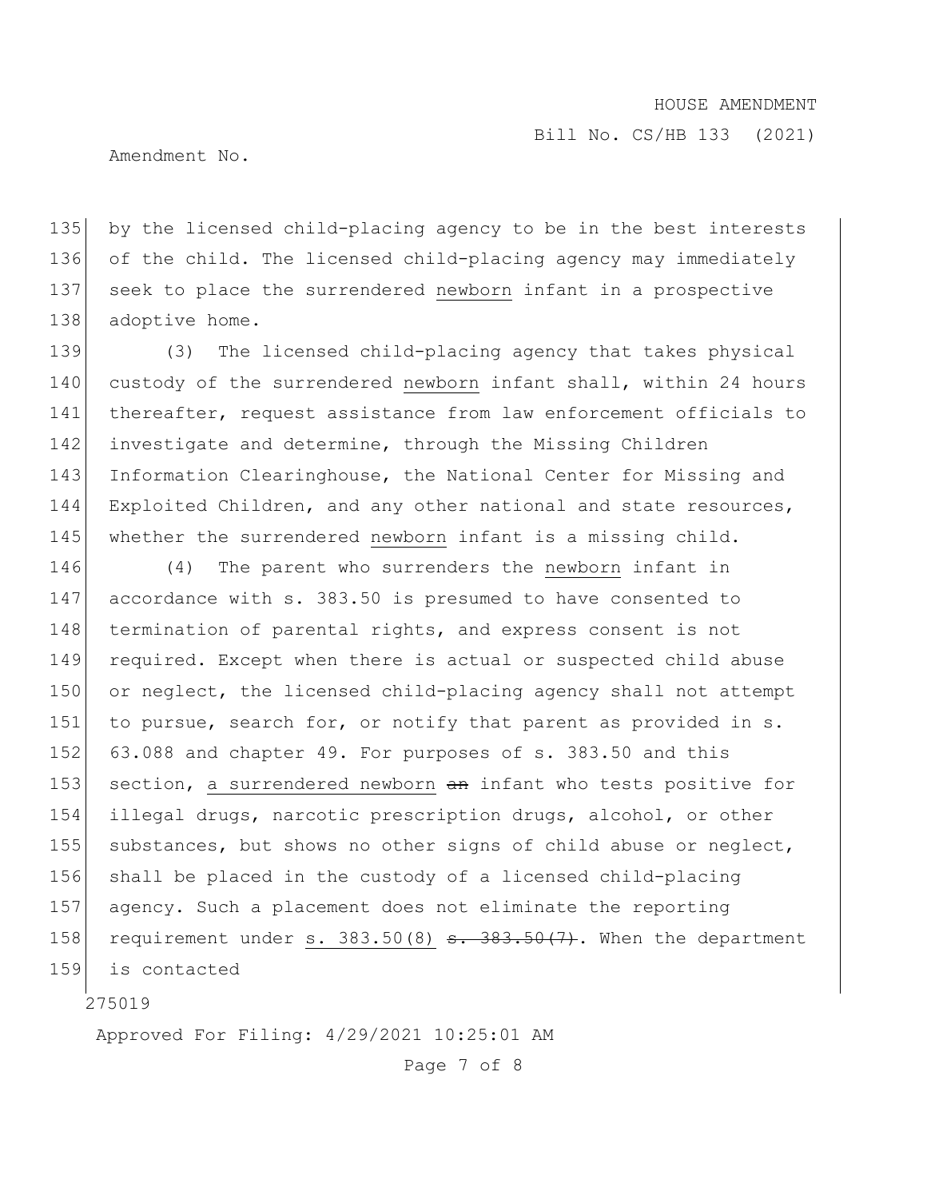by the licensed child-placing agency to be in the best interests of the child. The licensed child-placing agency may immediately seek to place the surrendered newborn infant in a prospective adoptive home.

(3) The licensed child-placing agency that takes physical custody of the surrendered newborn infant shall, within 24 hours thereafter, request assistance from law enforcement officials to investigate and determine, through the Missing Children Information Clearinghouse, the National Center for Missing and Exploited Children, and any other national and state resources, whether the surrendered newborn infant is a missing child.

(4) The parent who surrenders the newborn infant in accordance with s. 383.50 is presumed to have consented to termination of parental rights, and express consent is not required. Except when there is actual or suspected child abuse or neglect, the licensed child-placing agency shall not attempt to pursue, search for, or notify that parent as provided in s. 63.088 and chapter 49. For purposes of s. 383.50 and this section, a surrendered newborn ~~an~~ infant who tests positive for illegal drugs, narcotic prescription drugs, alcohol, or other substances, but shows no other signs of child abuse or neglect, shall be placed in the custody of a licensed child-placing agency. Such a placement does not eliminate the reporting requirement under s. 383.50(8) ~~s. 383.50(7)~~. When the department is contacted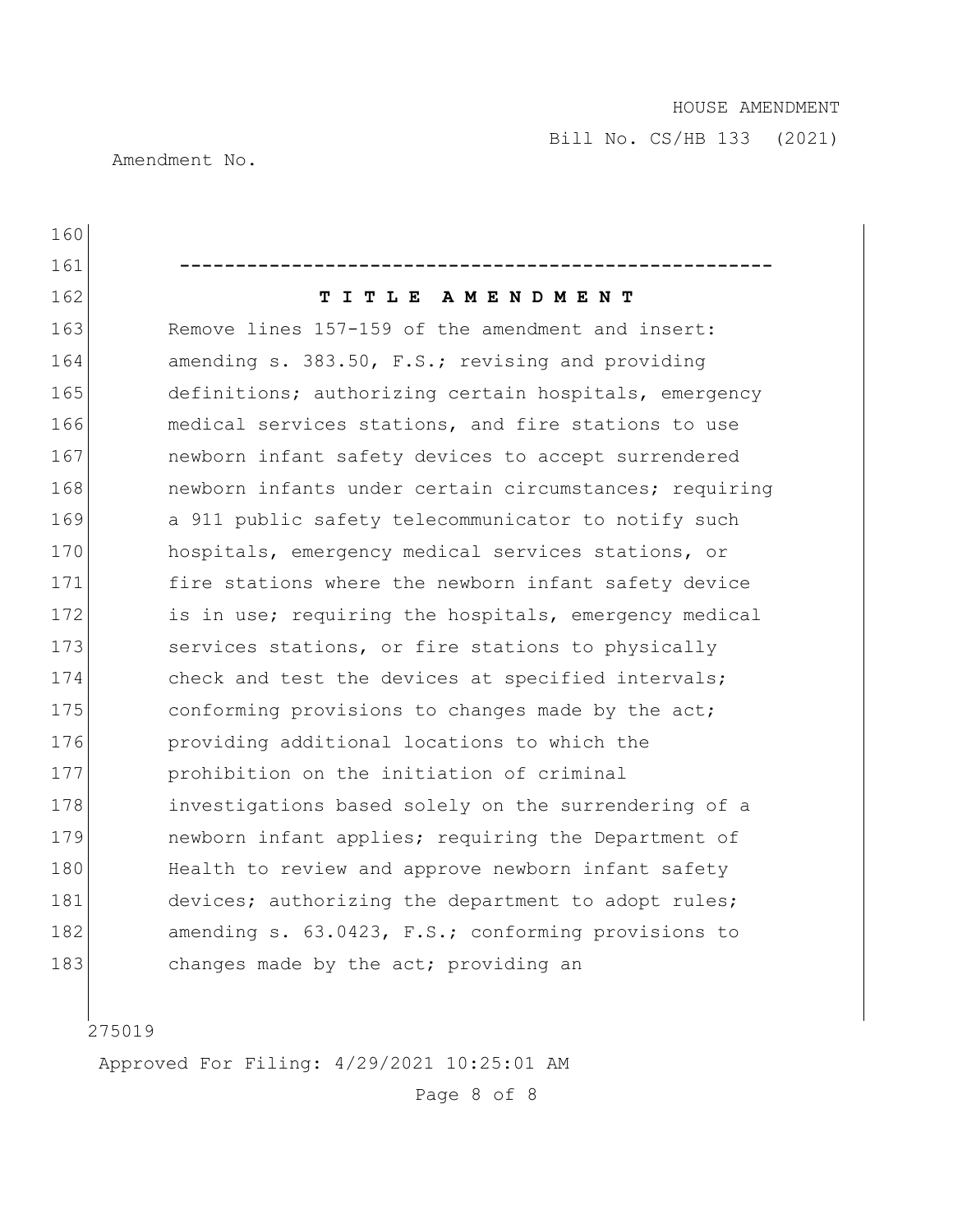-----------------------------------------------------

**T I T L E A M E N D M E N T**

Remove lines 157-159 of the amendment and insert:

amending s. 383.50, F.S.; revising and providing definitions; authorizing certain hospitals, emergency medical services stations, and fire stations to use newborn infant safety devices to accept surrendered newborn infants under certain circumstances; requiring a 911 public safety telecommunicator to notify such hospitals, emergency medical services stations, or fire stations where the newborn infant safety device is in use; requiring the hospitals, emergency medical services stations, or fire stations to physically check and test the devices at specified intervals; conforming provisions to changes made by the act; providing additional locations to which the prohibition on the initiation of criminal investigations based solely on the surrendering of a newborn infant applies; requiring the Department of Health to review and approve newborn infant safety devices; authorizing the department to adopt rules; amending s. 63.0423, F.S.; conforming provisions to changes made by the act; providing an

275019

Approved For Filing: 4/29/2021 10:25:01 AM